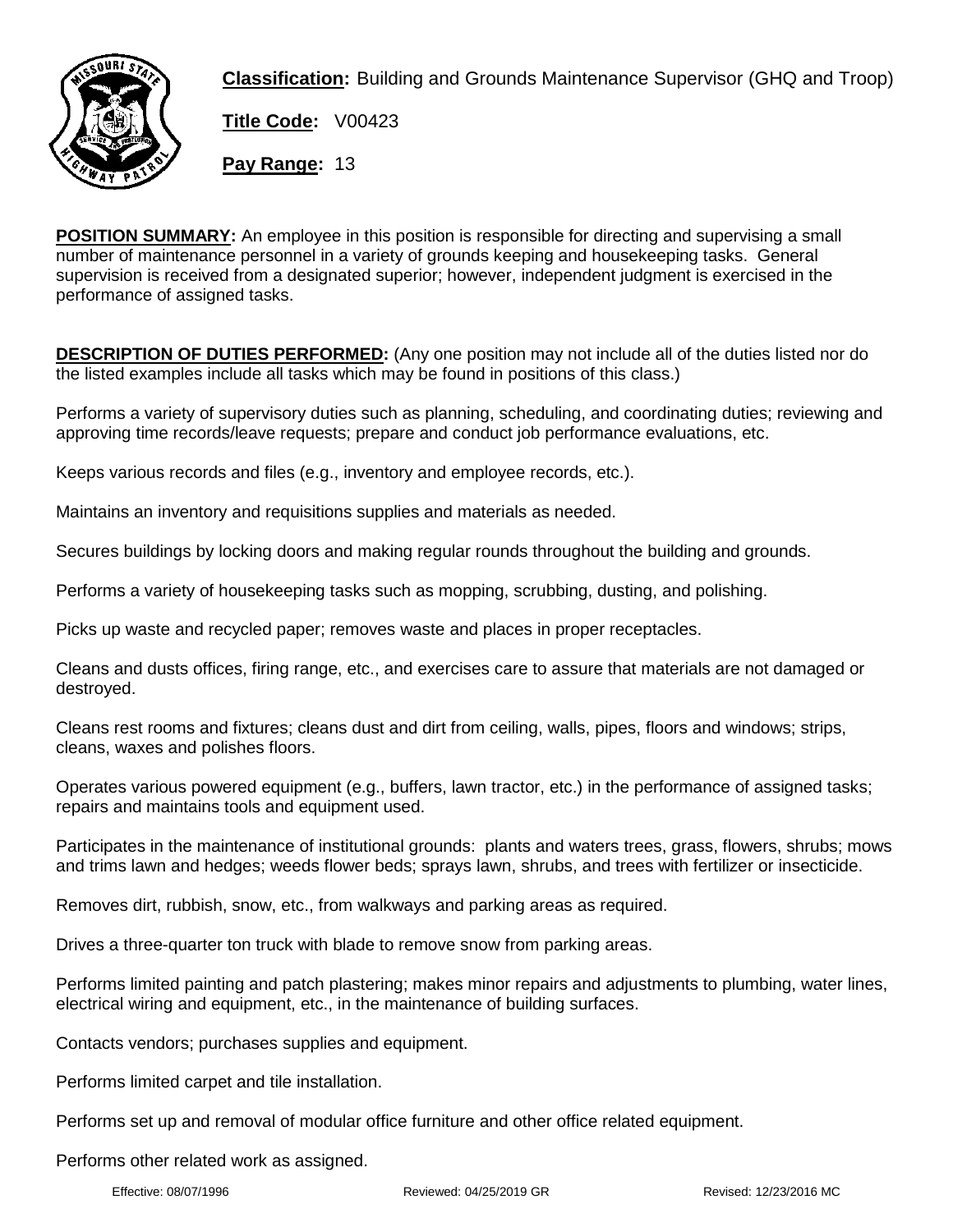**Classification:** Building and Grounds Maintenance Supervisor (GHQ and Troop)

**Title Code:** V00423

**Pay Range:** 13

**POSITION SUMMARY:** An employee in this position is responsible for directing and supervising a small number of maintenance personnel in a variety of grounds keeping and housekeeping tasks. General supervision is received from a designated superior; however, independent judgment is exercised in the performance of assigned tasks.

**DESCRIPTION OF DUTIES PERFORMED:** (Any one position may not include all of the duties listed nor do the listed examples include all tasks which may be found in positions of this class.)

Performs a variety of supervisory duties such as planning, scheduling, and coordinating duties; reviewing and approving time records/leave requests; prepare and conduct job performance evaluations, etc.

Keeps various records and files (e.g., inventory and employee records, etc.).

Maintains an inventory and requisitions supplies and materials as needed.

Secures buildings by locking doors and making regular rounds throughout the building and grounds.

Performs a variety of housekeeping tasks such as mopping, scrubbing, dusting, and polishing.

Picks up waste and recycled paper; removes waste and places in proper receptacles.

Cleans and dusts offices, firing range, etc., and exercises care to assure that materials are not damaged or destroyed.

Cleans rest rooms and fixtures; cleans dust and dirt from ceiling, walls, pipes, floors and windows; strips, cleans, waxes and polishes floors.

Operates various powered equipment (e.g., buffers, lawn tractor, etc.) in the performance of assigned tasks; repairs and maintains tools and equipment used.

Participates in the maintenance of institutional grounds: plants and waters trees, grass, flowers, shrubs; mows and trims lawn and hedges; weeds flower beds; sprays lawn, shrubs, and trees with fertilizer or insecticide.

Removes dirt, rubbish, snow, etc., from walkways and parking areas as required.

Drives a three-quarter ton truck with blade to remove snow from parking areas.

Performs limited painting and patch plastering; makes minor repairs and adjustments to plumbing, water lines, electrical wiring and equipment, etc., in the maintenance of building surfaces.

Contacts vendors; purchases supplies and equipment.

Performs limited carpet and tile installation.

Performs set up and removal of modular office furniture and other office related equipment.

Performs other related work as assigned.

Effective: 08/07/1996 Reviewed: 04/25/2019 GR Revised: 12/23/2016 MC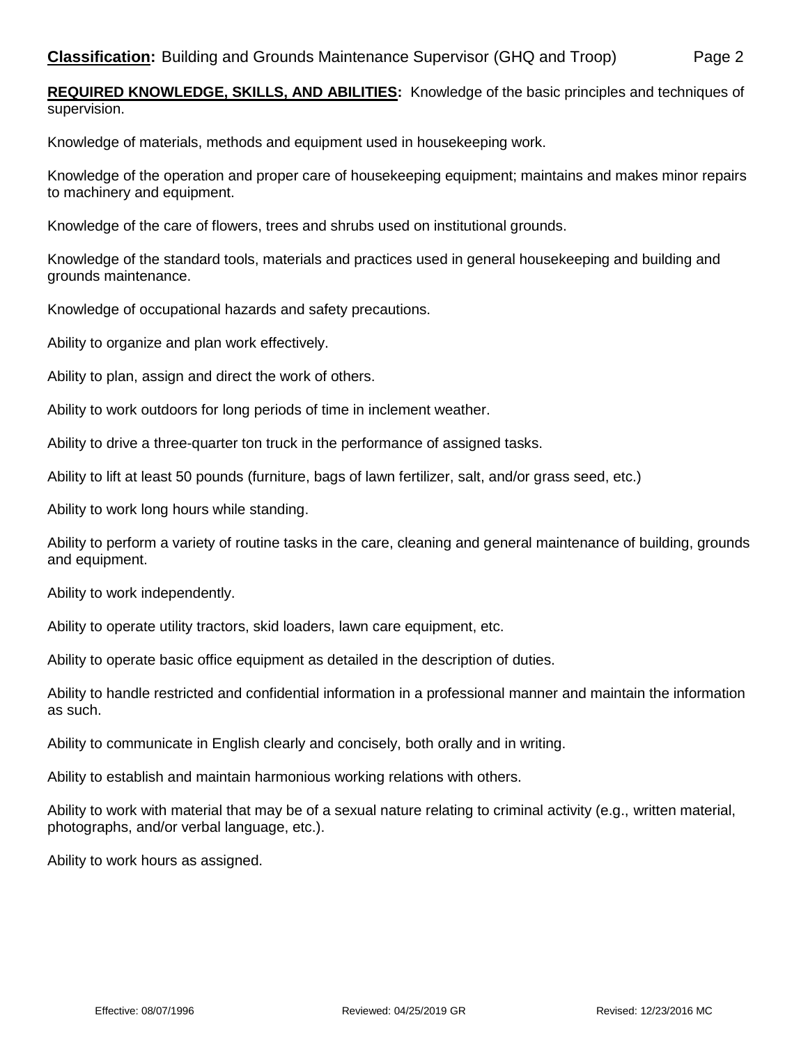**REQUIRED KNOWLEDGE, SKILLS, AND ABILITIES:** Knowledge of the basic principles and techniques of supervision.

Knowledge of materials, methods and equipment used in housekeeping work.

Knowledge of the operation and proper care of housekeeping equipment; maintains and makes minor repairs to machinery and equipment.

Knowledge of the care of flowers, trees and shrubs used on institutional grounds.

Knowledge of the standard tools, materials and practices used in general housekeeping and building and grounds maintenance.

Knowledge of occupational hazards and safety precautions.

Ability to organize and plan work effectively.

Ability to plan, assign and direct the work of others.

Ability to work outdoors for long periods of time in inclement weather.

Ability to drive a three-quarter ton truck in the performance of assigned tasks.

Ability to lift at least 50 pounds (furniture, bags of lawn fertilizer, salt, and/or grass seed, etc.)

Ability to work long hours while standing.

Ability to perform a variety of routine tasks in the care, cleaning and general maintenance of building, grounds and equipment.

Ability to work independently.

Ability to operate utility tractors, skid loaders, lawn care equipment, etc.

Ability to operate basic office equipment as detailed in the description of duties.

Ability to handle restricted and confidential information in a professional manner and maintain the information as such.

Ability to communicate in English clearly and concisely, both orally and in writing.

Ability to establish and maintain harmonious working relations with others.

Ability to work with material that may be of a sexual nature relating to criminal activity (e.g., written material, photographs, and/or verbal language, etc.).

Ability to work hours as assigned.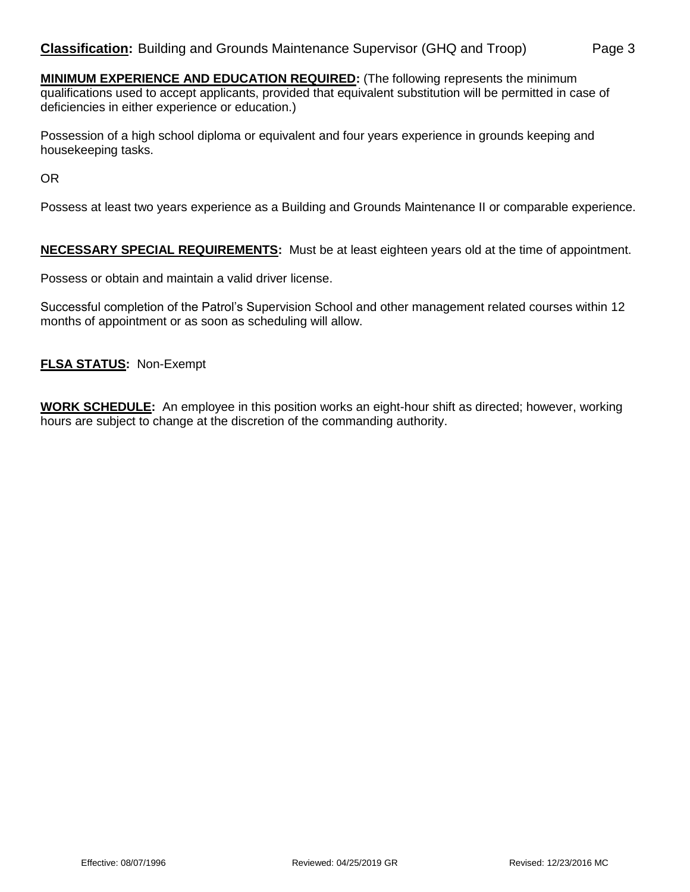**MINIMUM EXPERIENCE AND EDUCATION REQUIRED:** (The following represents the minimum qualifications used to accept applicants, provided that equivalent substitution will be permitted in case of deficiencies in either experience or education.)

Possession of a high school diploma or equivalent and four years experience in grounds keeping and housekeeping tasks.

OR

Possess at least two years experience as a Building and Grounds Maintenance II or comparable experience.

**NECESSARY SPECIAL REQUIREMENTS:** Must be at least eighteen years old at the time of appointment.

Possess or obtain and maintain a valid driver license.

Successful completion of the Patrol's Supervision School and other management related courses within 12 months of appointment or as soon as scheduling will allow.

**FLSA STATUS:** Non-Exempt

**WORK SCHEDULE:** An employee in this position works an eight-hour shift as directed; however, working hours are subject to change at the discretion of the commanding authority.

Effective: 08/07/1996 Reviewed: 04/25/2019 GR Revised: 12/23/2016 MC